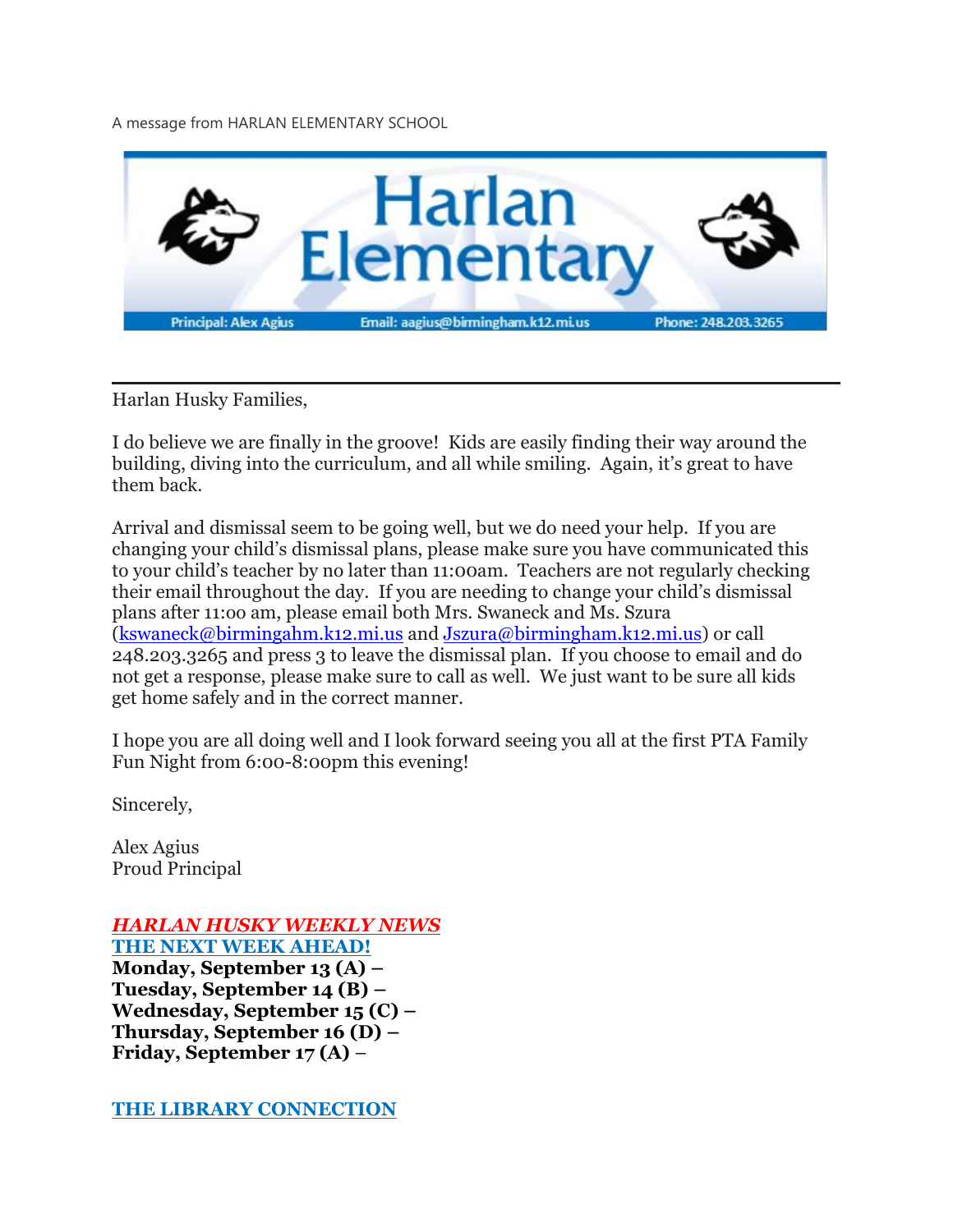A message from HARLAN ELEMENTARY SCHOOL

# Harlan Elementary

Principal: Alex Agius | Email: aagius@birmingham.k12.mi.us | Phone: 248.203.3265

---

Harlan Husky Families,

I do believe we are finally in the groove! Kids are easily finding their way around the building, diving into the curriculum, and all while smiling. Again, it's great to have them back.

Arrival and dismissal seem to be going well, but we do need your help. If you are changing your child's dismissal plans, please make sure you have communicated this to your child's teacher by no later than 11:00am. Teachers are not regularly checking their email throughout the day. If you are needing to change your child's dismissal plans after 11:00 am, please email both Mrs. Swaneck and Ms. Szura (kswaneck@birmingahm.k12.mi.us and Jszura@birmingham.k12.mi.us) or call 248.203.3265 and press 3 to leave the dismissal plan. If you choose to email and do not get a response, please make sure to call as well. We just want to be sure all kids get home safely and in the correct manner.

I hope you are all doing well and I look forward seeing you all at the first PTA Family Fun Night from 6:00-8:00pm this evening!

Sincerely,

Alex Agius
Proud Principal

## *HARLAN HUSKY WEEKLY NEWS*

### THE NEXT WEEK AHEAD!

**Monday, September 13 (A) –**
**Tuesday, September 14 (B) –**
**Wednesday, September 15 (C) –**
**Thursday, September 16 (D) –**
**Friday, September 17 (A) –**

### THE LIBRARY CONNECTION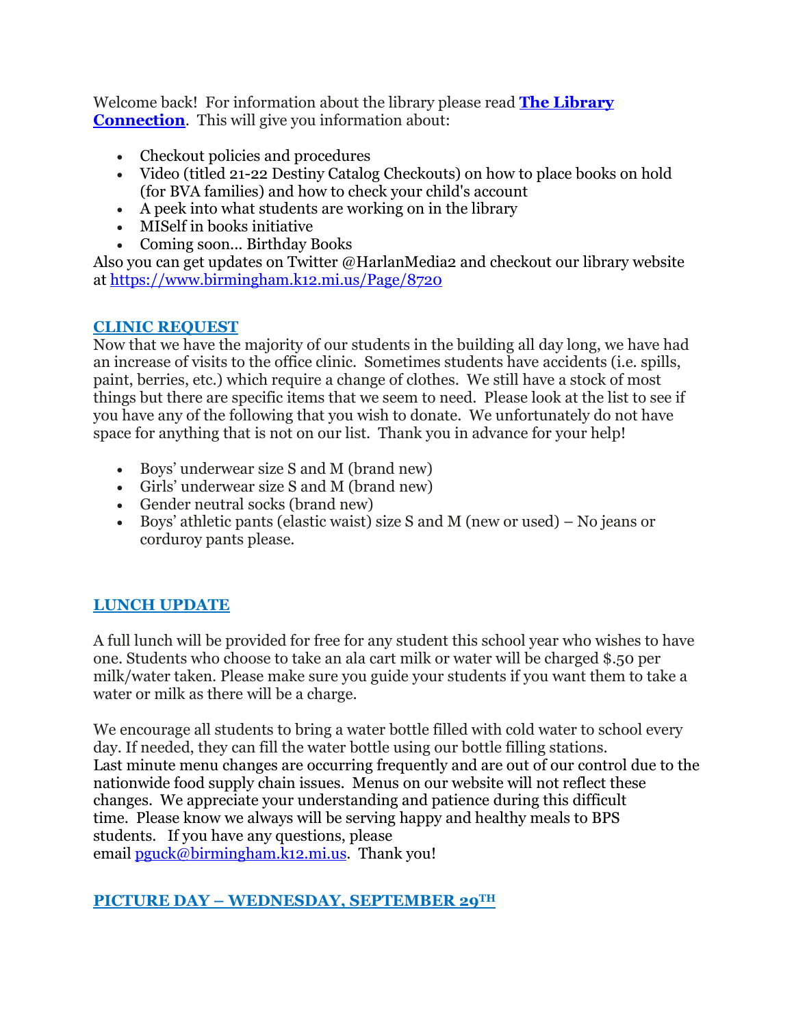Welcome back! For information about the library please read **[The Library Connection](#)**. This will give you information about:

- Checkout policies and procedures
- Video (titled 21-22 Destiny Catalog Checkouts) on how to place books on hold (for BVA families) and how to check your child's account
- A peek into what students are working on in the library
- MISelf in books initiative
- Coming soon... Birthday Books

Also you can get updates on Twitter @HarlanMedia2 and checkout our library website at https://www.birmingham.k12.mi.us/Page/8720

## CLINIC REQUEST

Now that we have the majority of our students in the building all day long, we have had an increase of visits to the office clinic. Sometimes students have accidents (i.e. spills, paint, berries, etc.) which require a change of clothes. We still have a stock of most things but there are specific items that we seem to need. Please look at the list to see if you have any of the following that you wish to donate. We unfortunately do not have space for anything that is not on our list. Thank you in advance for your help!

- Boys' underwear size S and M (brand new)
- Girls' underwear size S and M (brand new)
- Gender neutral socks (brand new)
- Boys' athletic pants (elastic waist) size S and M (new or used) – No jeans or corduroy pants please.

## LUNCH UPDATE

A full lunch will be provided for free for any student this school year who wishes to have one. Students who choose to take an ala cart milk or water will be charged $.50 per milk/water taken. Please make sure you guide your students if you want them to take a water or milk as there will be a charge.

We encourage all students to bring a water bottle filled with cold water to school every day. If needed, they can fill the water bottle using our bottle filling stations.
Last minute menu changes are occurring frequently and are out of our control due to the nationwide food supply chain issues. Menus on our website will not reflect these changes. We appreciate your understanding and patience during this difficult time. Please know we always will be serving happy and healthy meals to BPS students. If you have any questions, please email pguck@birmingham.k12.mi.us. Thank you!

## PICTURE DAY – WEDNESDAY, SEPTEMBER 29TH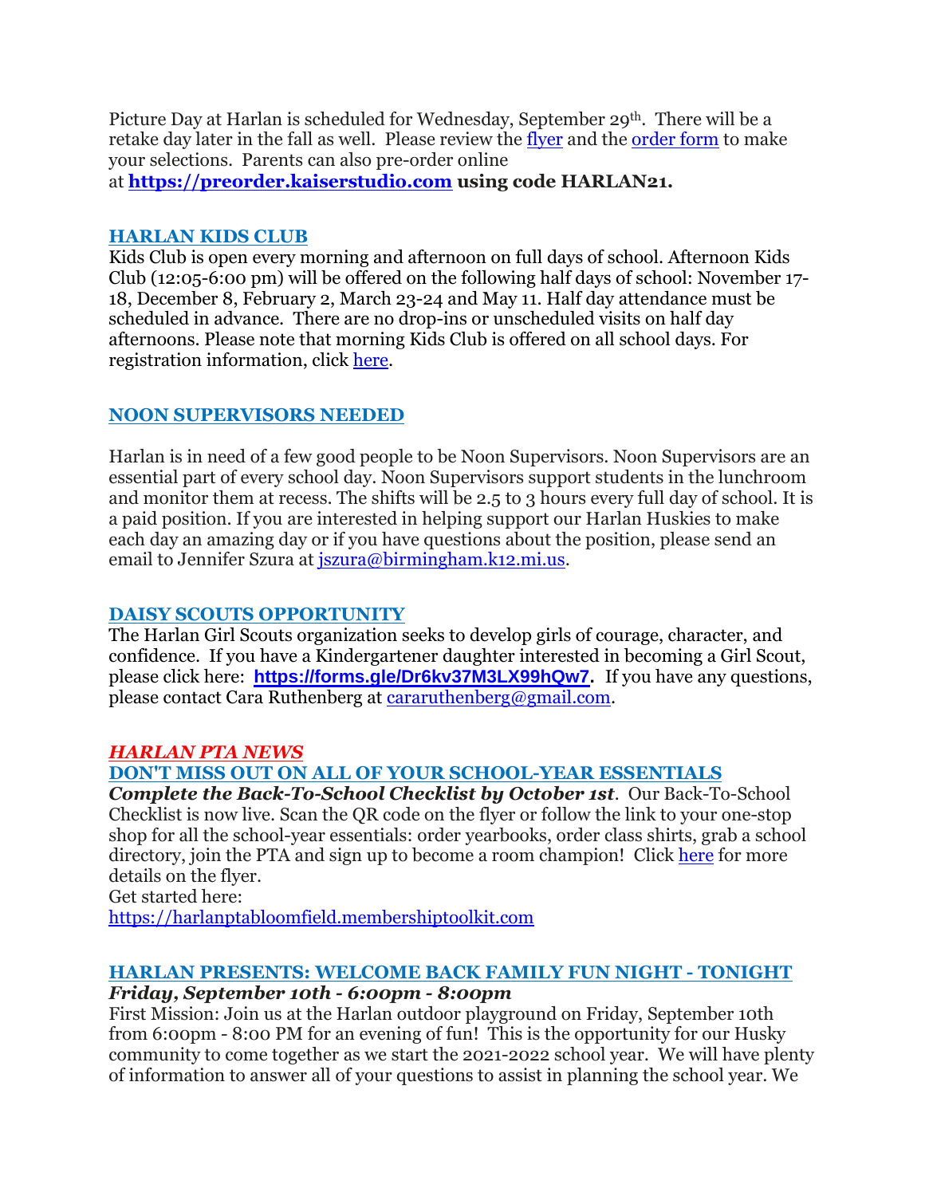Picture Day at Harlan is scheduled for Wednesday, September 29th. There will be a retake day later in the fall as well. Please review the flyer and the order form to make your selections. Parents can also pre-order online at **https://preorder.kaiserstudio.com using code HARLAN21.**

## HARLAN KIDS CLUB

Kids Club is open every morning and afternoon on full days of school. Afternoon Kids Club (12:05-6:00 pm) will be offered on the following half days of school: November 17-18, December 8, February 2, March 23-24 and May 11. Half day attendance must be scheduled in advance. There are no drop-ins or unscheduled visits on half day afternoons. Please note that morning Kids Club is offered on all school days. For registration information, click here.

## NOON SUPERVISORS NEEDED

Harlan is in need of a few good people to be Noon Supervisors. Noon Supervisors are an essential part of every school day. Noon Supervisors support students in the lunchroom and monitor them at recess. The shifts will be 2.5 to 3 hours every full day of school. It is a paid position. If you are interested in helping support our Harlan Huskies to make each day an amazing day or if you have questions about the position, please send an email to Jennifer Szura at jszura@birmingham.k12.mi.us.

## DAISY SCOUTS OPPORTUNITY

The Harlan Girl Scouts organization seeks to develop girls of courage, character, and confidence. If you have a Kindergartener daughter interested in becoming a Girl Scout, please click here: **https://forms.gle/Dr6kv37M3LX99hQw7.** If you have any questions, please contact Cara Ruthenberg at cararuthenberg@gmail.com.

## *HARLAN PTA NEWS*

## DON'T MISS OUT ON ALL OF YOUR SCHOOL-YEAR ESSENTIALS

***Complete the Back-To-School Checklist by October 1st***. Our Back-To-School Checklist is now live. Scan the QR code on the flyer or follow the link to your one-stop shop for all the school-year essentials: order yearbooks, order class shirts, grab a school directory, join the PTA and sign up to become a room champion! Click here for more details on the flyer.
Get started here:
https://harlanptabloomfield.membershiptoolkit.com

## HARLAN PRESENTS: WELCOME BACK FAMILY FUN NIGHT - TONIGHT

***Friday, September 10th - 6:00pm - 8:00pm***

First Mission: Join us at the Harlan outdoor playground on Friday, September 10th from 6:00pm - 8:00 PM for an evening of fun! This is the opportunity for our Husky community to come together as we start the 2021-2022 school year. We will have plenty of information to answer all of your questions to assist in planning the school year. We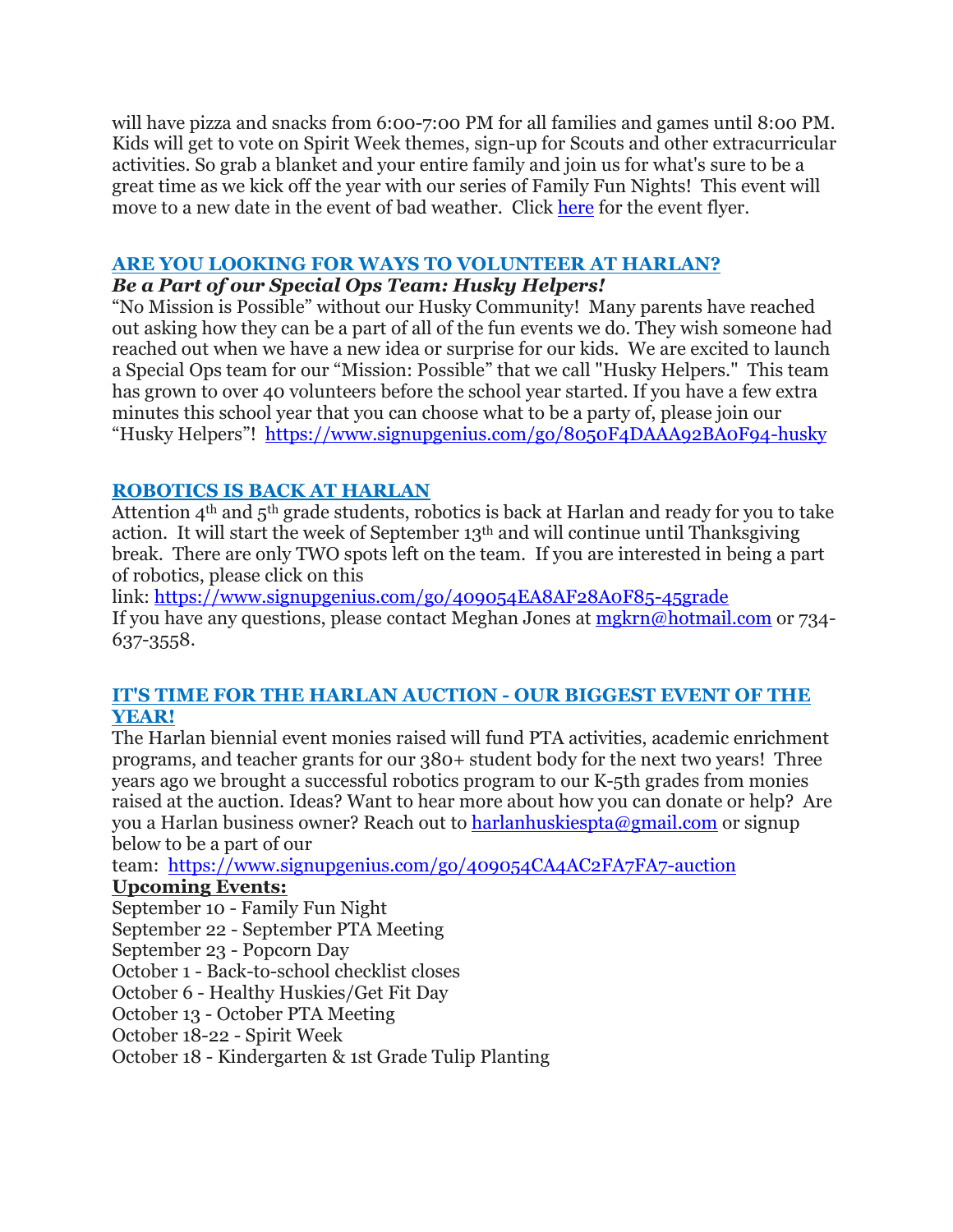will have pizza and snacks from 6:00-7:00 PM for all families and games until 8:00 PM. Kids will get to vote on Spirit Week themes, sign-up for Scouts and other extracurricular activities. So grab a blanket and your entire family and join us for what's sure to be a great time as we kick off the year with our series of Family Fun Nights! This event will move to a new date in the event of bad weather. Click here for the event flyer.

## ARE YOU LOOKING FOR WAYS TO VOLUNTEER AT HARLAN?

***Be a Part of our Special Ops Team: Husky Helpers!***

"No Mission is Possible" without our Husky Community! Many parents have reached out asking how they can be a part of all of the fun events we do. They wish someone had reached out when we have a new idea or surprise for our kids. We are excited to launch a Special Ops team for our "Mission: Possible" that we call "Husky Helpers." This team has grown to over 40 volunteers before the school year started. If you have a few extra minutes this school year that you can choose what to be a party of, please join our "Husky Helpers"! https://www.signupgenius.com/go/8050F4DAAA92BA0F94-husky

## ROBOTICS IS BACK AT HARLAN

Attention 4th and 5th grade students, robotics is back at Harlan and ready for you to take action. It will start the week of September 13th and will continue until Thanksgiving break. There are only TWO spots left on the team. If you are interested in being a part of robotics, please click on this link: https://www.signupgenius.com/go/409054EA8AF28A0F85-45grade

If you have any questions, please contact Meghan Jones at mgkrn@hotmail.com or 734-637-3558.

## IT'S TIME FOR THE HARLAN AUCTION - OUR BIGGEST EVENT OF THE YEAR!

The Harlan biennial event monies raised will fund PTA activities, academic enrichment programs, and teacher grants for our 380+ student body for the next two years! Three years ago we brought a successful robotics program to our K-5th grades from monies raised at the auction. Ideas? Want to hear more about how you can donate or help? Are you a Harlan business owner? Reach out to harlanhuskiespta@gmail.com or signup below to be a part of our team: https://www.signupgenius.com/go/409054CA4AC2FA7FA7-auction

**Upcoming Events:**

September 10 - Family Fun Night
September 22 - September PTA Meeting
September 23 - Popcorn Day
October 1 - Back-to-school checklist closes
October 6 - Healthy Huskies/Get Fit Day
October 13 - October PTA Meeting
October 18-22 - Spirit Week
October 18 - Kindergarten & 1st Grade Tulip Planting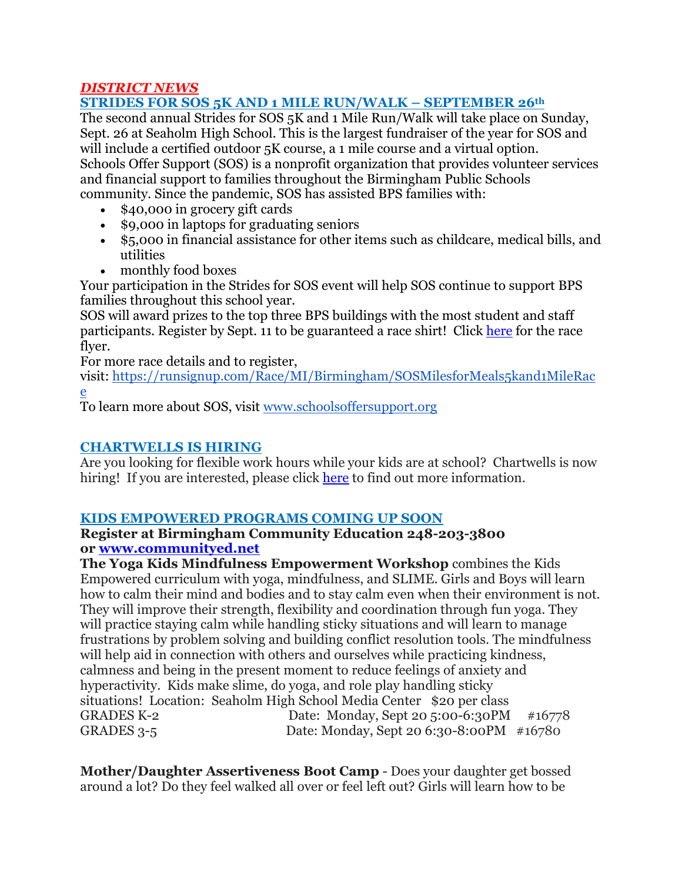***DISTRICT NEWS***

## STRIDES FOR SOS 5K AND 1 MILE RUN/WALK – SEPTEMBER 26th

The second annual Strides for SOS 5K and 1 Mile Run/Walk will take place on Sunday, Sept. 26 at Seaholm High School. This is the largest fundraiser of the year for SOS and will include a certified outdoor 5K course, a 1 mile course and a virtual option.
Schools Offer Support (SOS) is a nonprofit organization that provides volunteer services and financial support to families throughout the Birmingham Public Schools community. Since the pandemic, SOS has assisted BPS families with:

- $40,000 in grocery gift cards
- $9,000 in laptops for graduating seniors
- $5,000 in financial assistance for other items such as childcare, medical bills, and utilities
- monthly food boxes

Your participation in the Strides for SOS event will help SOS continue to support BPS families throughout this school year.
SOS will award prizes to the top three BPS buildings with the most student and staff participants. Register by Sept. 11 to be guaranteed a race shirt! Click here for the race flyer.
For more race details and to register, visit: https://runsignup.com/Race/MI/Birmingham/SOSMilesforMeals5kand1MileRace
To learn more about SOS, visit www.schoolsoffersupport.org

## CHARTWELLS IS HIRING

Are you looking for flexible work hours while your kids are at school? Chartwells is now hiring! If you are interested, please click here to find out more information.

## KIDS EMPOWERED PROGRAMS COMING UP SOON

**Register at Birmingham Community Education 248-203-3800 or www.communityed.net**

**The Yoga Kids Mindfulness Empowerment Workshop** combines the Kids Empowered curriculum with yoga, mindfulness, and SLIME. Girls and Boys will learn how to calm their mind and bodies and to stay calm even when their environment is not. They will improve their strength, flexibility and coordination through fun yoga. They will practice staying calm while handling sticky situations and will learn to manage frustrations by problem solving and building conflict resolution tools. The mindfulness will help aid in connection with others and ourselves while practicing kindness, calmness and being in the present moment to reduce feelings of anxiety and hyperactivity. Kids make slime, do yoga, and role play handling sticky situations! Location: Seaholm High School Media Center $20 per class
GRADES K-2 Date: Monday, Sept 20 5:00-6:30PM #16778
GRADES 3-5 Date: Monday, Sept 20 6:30-8:00PM #16780

**Mother/Daughter Assertiveness Boot Camp** - Does your daughter get bossed around a lot? Do they feel walked all over or feel left out? Girls will learn how to be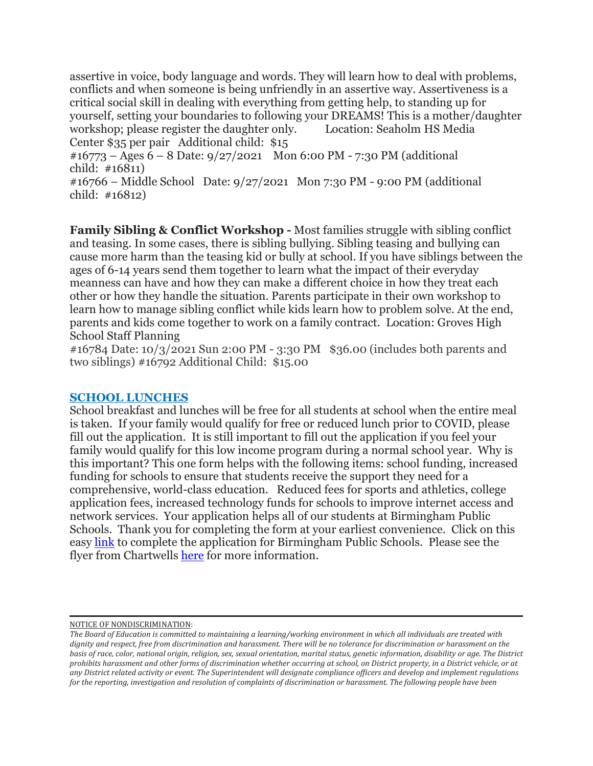assertive in voice, body language and words. They will learn how to deal with problems, conflicts and when someone is being unfriendly in an assertive way. Assertiveness is a critical social skill in dealing with everything from getting help, to standing up for yourself, setting your boundaries to following your DREAMS! This is a mother/daughter workshop; please register the daughter only. Location: Seaholm HS Media Center $35 per pair Additional child: $15
#16773 – Ages 6 – 8 Date: 9/27/2021 Mon 6:00 PM - 7:30 PM (additional child: #16811)
#16766 – Middle School Date: 9/27/2021 Mon 7:30 PM - 9:00 PM (additional child: #16812)

**Family Sibling & Conflict Workshop -** Most families struggle with sibling conflict and teasing. In some cases, there is sibling bullying. Sibling teasing and bullying can cause more harm than the teasing kid or bully at school. If you have siblings between the ages of 6-14 years send them together to learn what the impact of their everyday meanness can have and how they can make a different choice in how they treat each other or how they handle the situation. Parents participate in their own workshop to learn how to manage sibling conflict while kids learn how to problem solve. At the end, parents and kids come together to work on a family contract. Location: Groves High School Staff Planning
#16784 Date: 10/3/2021 Sun 2:00 PM - 3:30 PM $36.00 (includes both parents and two siblings) #16792 Additional Child: $15.00

## SCHOOL LUNCHES

School breakfast and lunches will be free for all students at school when the entire meal is taken. If your family would qualify for free or reduced lunch prior to COVID, please fill out the application. It is still important to fill out the application if you feel your family would qualify for this low income program during a normal school year. Why is this important? This one form helps with the following items: school funding, increased funding for schools to ensure that students receive the support they need for a comprehensive, world-class education. Reduced fees for sports and athletics, college application fees, increased technology funds for schools to improve internet access and network services. Your application helps all of our students at Birmingham Public Schools. Thank you for completing the form at your earliest convenience. Click on this easy link to complete the application for Birmingham Public Schools. Please see the flyer from Chartwells here for more information.

---

NOTICE OF NONDISCRIMINATION:

*The Board of Education is committed to maintaining a learning/working environment in which all individuals are treated with dignity and respect, free from discrimination and harassment. There will be no tolerance for discrimination or harassment on the basis of race, color, national origin, religion, sex, sexual orientation, marital status, genetic information, disability or age. The District prohibits harassment and other forms of discrimination whether occurring at school, on District property, in a District vehicle, or at any District related activity or event. The Superintendent will designate compliance officers and develop and implement regulations for the reporting, investigation and resolution of complaints of discrimination or harassment. The following people have been*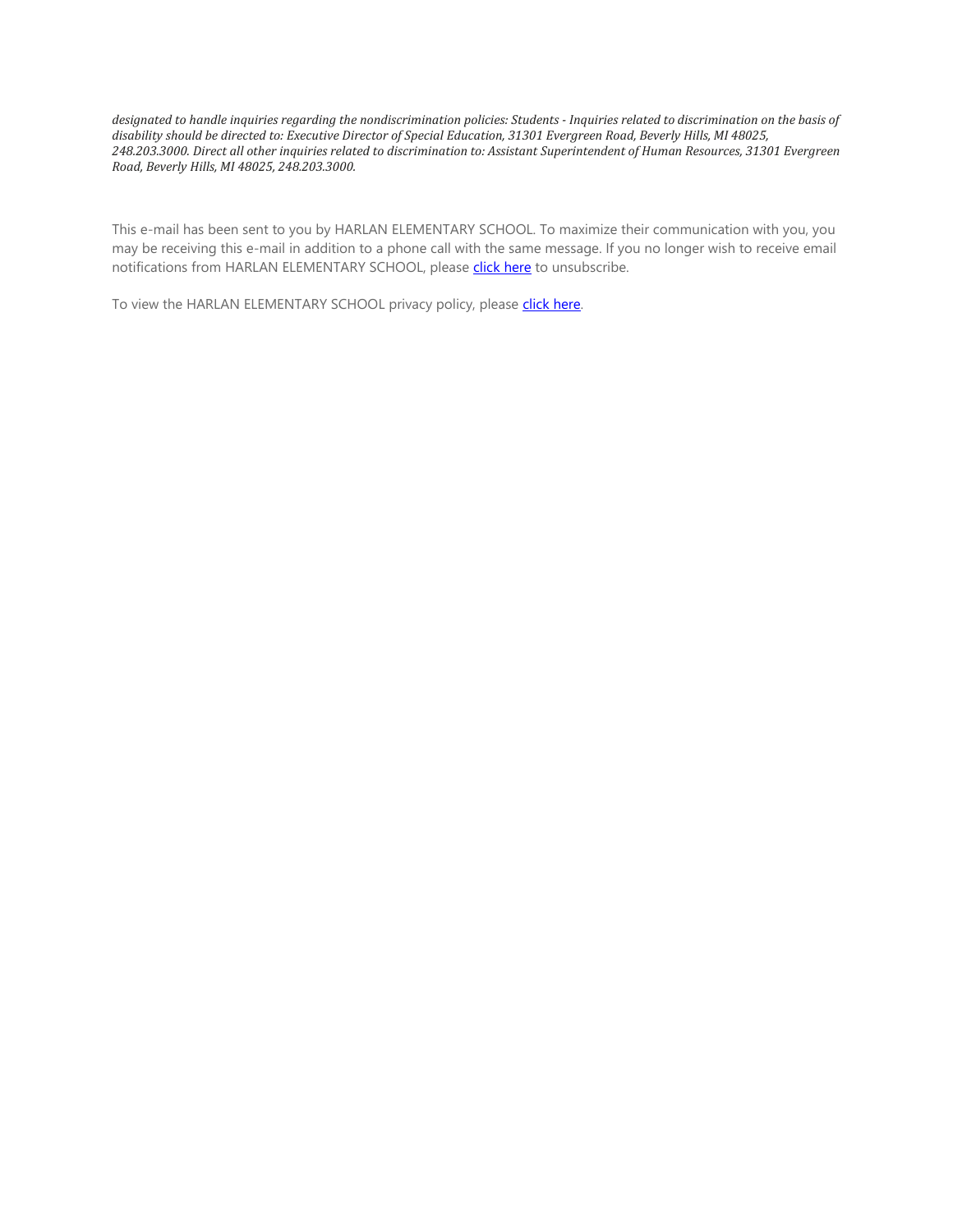*designated to handle inquiries regarding the nondiscrimination policies: Students - Inquiries related to discrimination on the basis of disability should be directed to: Executive Director of Special Education, 31301 Evergreen Road, Beverly Hills, MI 48025, 248.203.3000. Direct all other inquiries related to discrimination to: Assistant Superintendent of Human Resources, 31301 Evergreen Road, Beverly Hills, MI 48025, 248.203.3000.*

This e-mail has been sent to you by HARLAN ELEMENTARY SCHOOL. To maximize their communication with you, you may be receiving this e-mail in addition to a phone call with the same message. If you no longer wish to receive email notifications from HARLAN ELEMENTARY SCHOOL, please click here to unsubscribe.

To view the HARLAN ELEMENTARY SCHOOL privacy policy, please click here.